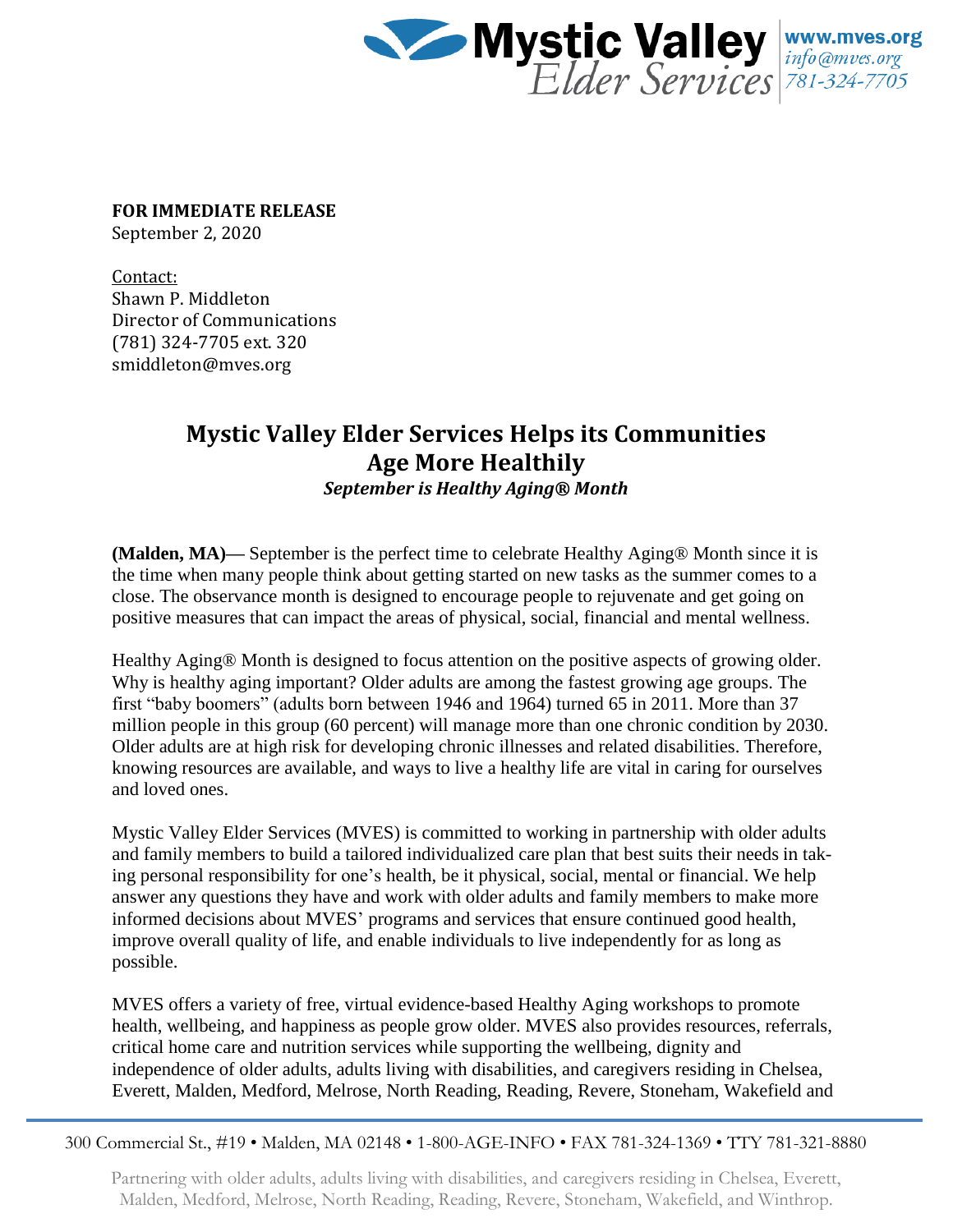**FOR IMMEDIATE RELEASE**
September 2, 2020

Contact:
Shawn P. Middleton
Director of Communications
(781) 324-7705 ext. 320
smiddleton@mves.org

# Mystic Valley Elder Services Helps its Communities Age More Healthily

***September is Healthy Aging® Month***

**(Malden, MA)—** September is the perfect time to celebrate Healthy Aging® Month since it is the time when many people think about getting started on new tasks as the summer comes to a close. The observance month is designed to encourage people to rejuvenate and get going on positive measures that can impact the areas of physical, social, financial and mental wellness.

Healthy Aging® Month is designed to focus attention on the positive aspects of growing older. Why is healthy aging important? Older adults are among the fastest growing age groups. The first "baby boomers" (adults born between 1946 and 1964) turned 65 in 2011. More than 37 million people in this group (60 percent) will manage more than one chronic condition by 2030. Older adults are at high risk for developing chronic illnesses and related disabilities. Therefore, knowing resources are available, and ways to live a healthy life are vital in caring for ourselves and loved ones.

Mystic Valley Elder Services (MVES) is committed to working in partnership with older adults and family members to build a tailored individualized care plan that best suits their needs in taking personal responsibility for one's health, be it physical, social, mental or financial. We help answer any questions they have and work with older adults and family members to make more informed decisions about MVES' programs and services that ensure continued good health, improve overall quality of life, and enable individuals to live independently for as long as possible.

MVES offers a variety of free, virtual evidence-based Healthy Aging workshops to promote health, wellbeing, and happiness as people grow older. MVES also provides resources, referrals, critical home care and nutrition services while supporting the wellbeing, dignity and independence of older adults, adults living with disabilities, and caregivers residing in Chelsea, Everett, Malden, Medford, Melrose, North Reading, Reading, Revere, Stoneham, Wakefield and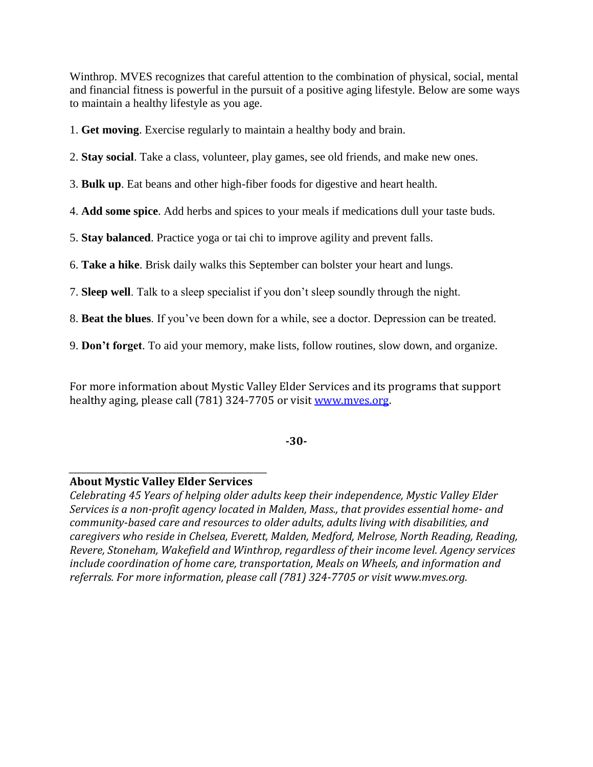Winthrop. MVES recognizes that careful attention to the combination of physical, social, mental and financial fitness is powerful in the pursuit of a positive aging lifestyle. Below are some ways to maintain a healthy lifestyle as you age.

1. **Get moving**. Exercise regularly to maintain a healthy body and brain.

2. **Stay social**. Take a class, volunteer, play games, see old friends, and make new ones.

3. **Bulk up**. Eat beans and other high-fiber foods for digestive and heart health.

4. **Add some spice**. Add herbs and spices to your meals if medications dull your taste buds.

5. **Stay balanced**. Practice yoga or tai chi to improve agility and prevent falls.

6. **Take a hike**. Brisk daily walks this September can bolster your heart and lungs.

7. **Sleep well**. Talk to a sleep specialist if you don't sleep soundly through the night.

8. **Beat the blues**. If you've been down for a while, see a doctor. Depression can be treated.

9. **Don't forget**. To aid your memory, make lists, follow routines, slow down, and organize.

For more information about Mystic Valley Elder Services and its programs that support healthy aging, please call (781) 324-7705 or visit www.mves.org.

**-30-**

---

**About Mystic Valley Elder Services**

*Celebrating 45 Years of helping older adults keep their independence, Mystic Valley Elder Services is a non-profit agency located in Malden, Mass., that provides essential home- and community-based care and resources to older adults, adults living with disabilities, and caregivers who reside in Chelsea, Everett, Malden, Medford, Melrose, North Reading, Reading, Revere, Stoneham, Wakefield and Winthrop, regardless of their income level. Agency services include coordination of home care, transportation, Meals on Wheels, and information and referrals. For more information, please call (781) 324-7705 or visit www.mves.org.*